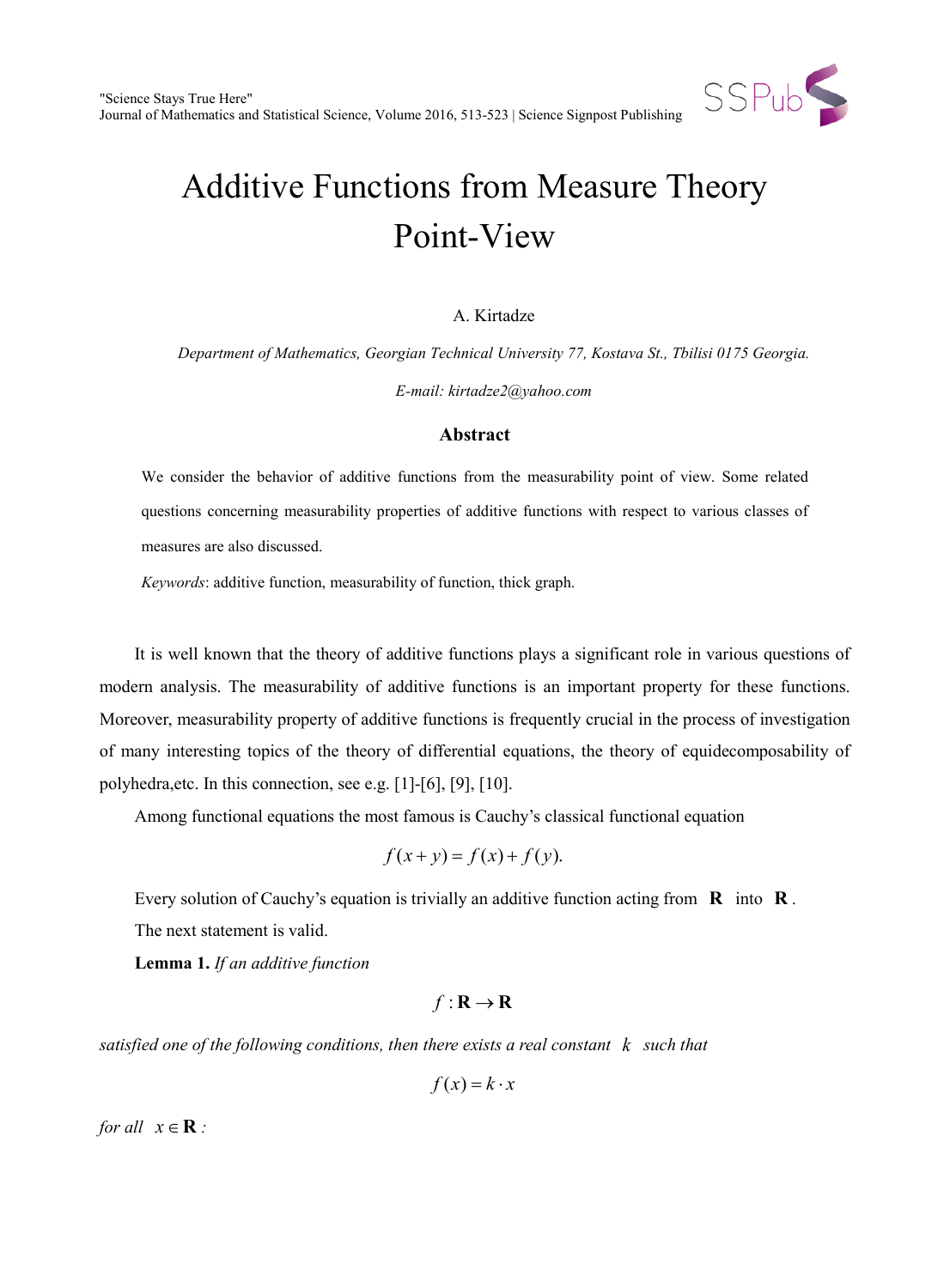# Additive Functions from Measure Theory Point-View

A. Kirtadze

*Department of Mathematics, Georgian Technical University 77, Kostava St., Tbilisi 0175 Georgia.*

*E-mail: kirtadze2@yahoo.com*

### Abstract

We consider the behavior of additive functions from the measurability point of view. Some related questions concerning measurability properties of additive functions with respect to various classes of measures are also discussed.

*Keywords*: additive function, measurability of function, thick graph.

It is well known that the theory of additive functions plays a significant role in various questions of modern analysis. The measurability of additive functions is an important property for these functions. Moreover, measurability property of additive functions is frequently crucial in the process of investigation of many interesting topics of the theory of differential equations, the theory of equidecomposability of polyhedra,etc. In this connection, see e.g. [1]-[6], [9], [10].

Among functional equations the most famous is Cauchy's classical functional equation

$$f(x+y) = f(x) + f(y).$$

Every solution of Cauchy's equation is trivially an additive function acting from $\mathbf{R}$ into $\mathbf{R}$.

The next statement is valid.

**Lemma 1.** *If an additive function*

$$f : \mathbf{R} \to \mathbf{R}$$

*satisfied one of the following conditions, then there exists a real constant $k$ such that*

$$f(x) = k \cdot x$$

*for all $x \in \mathbf{R}$:*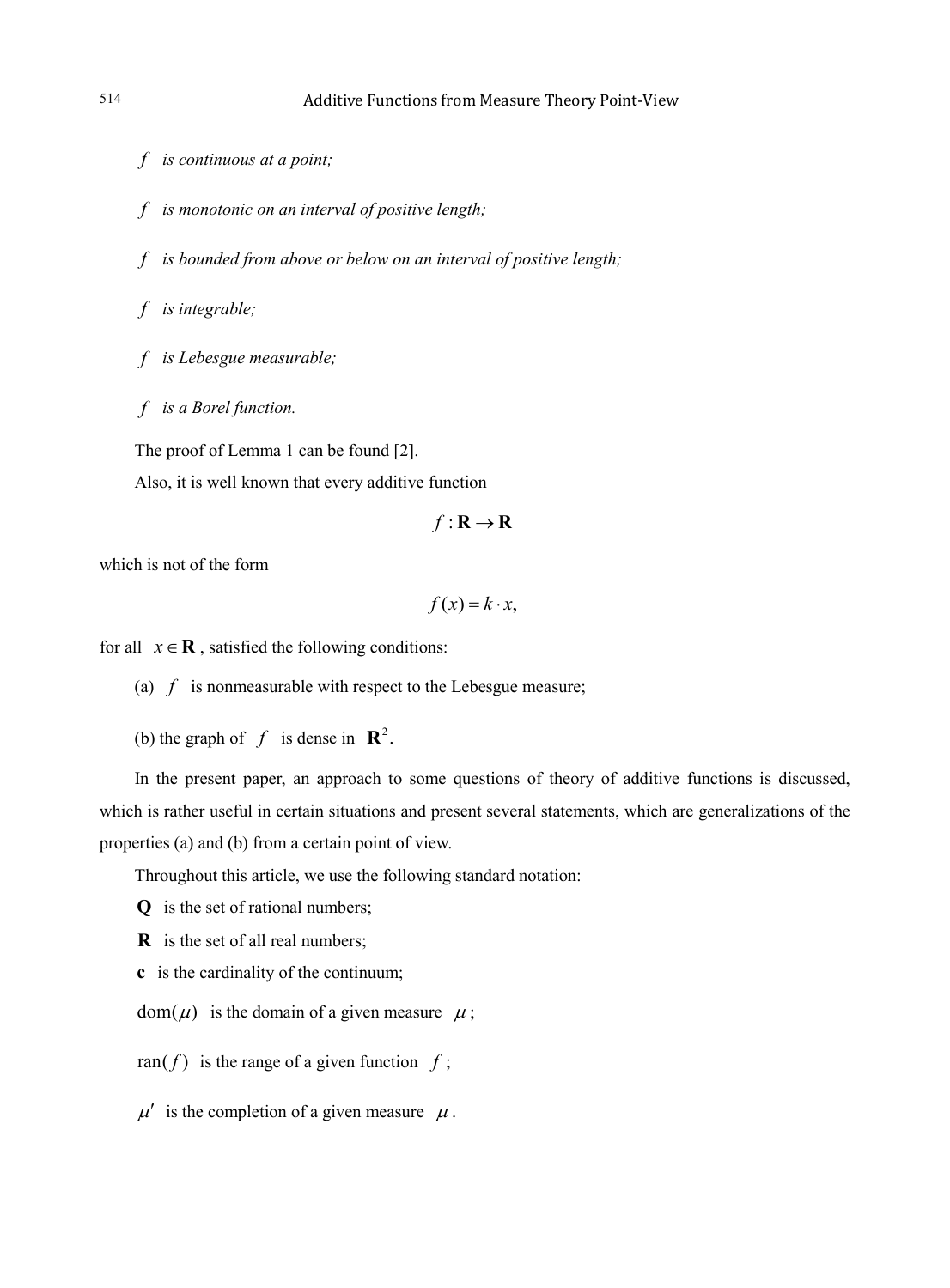*$f$ is continuous at a point;*

*$f$ is monotonic on an interval of positive length;*

*$f$ is bounded from above or below on an interval of positive length;*

*$f$ is integrable;*

*$f$ is Lebesgue measurable;*

*$f$ is a Borel function.*

The proof of Lemma 1 can be found [2].

Also, it is well known that every additive function

$$f : \mathbf{R} \to \mathbf{R}$$

which is not of the form

$$f(x) = k \cdot x,$$

for all $x \in \mathbf{R}$, satisfied the following conditions:

(a) $f$ is nonmeasurable with respect to the Lebesgue measure;

(b) the graph of $f$ is dense in $\mathbf{R}^2$.

In the present paper, an approach to some questions of theory of additive functions is discussed, which is rather useful in certain situations and present several statements, which are generalizations of the properties (a) and (b) from a certain point of view.

Throughout this article, we use the following standard notation:

$\mathbf{Q}$ is the set of rational numbers;

$\mathbf{R}$ is the set of all real numbers;

$\mathbf{c}$ is the cardinality of the continuum;

$\mathrm{dom}(\mu)$ is the domain of a given measure $\mu$;

$\mathrm{ran}(f)$ is the range of a given function $f$;

$\mu'$ is the completion of a given measure $\mu$.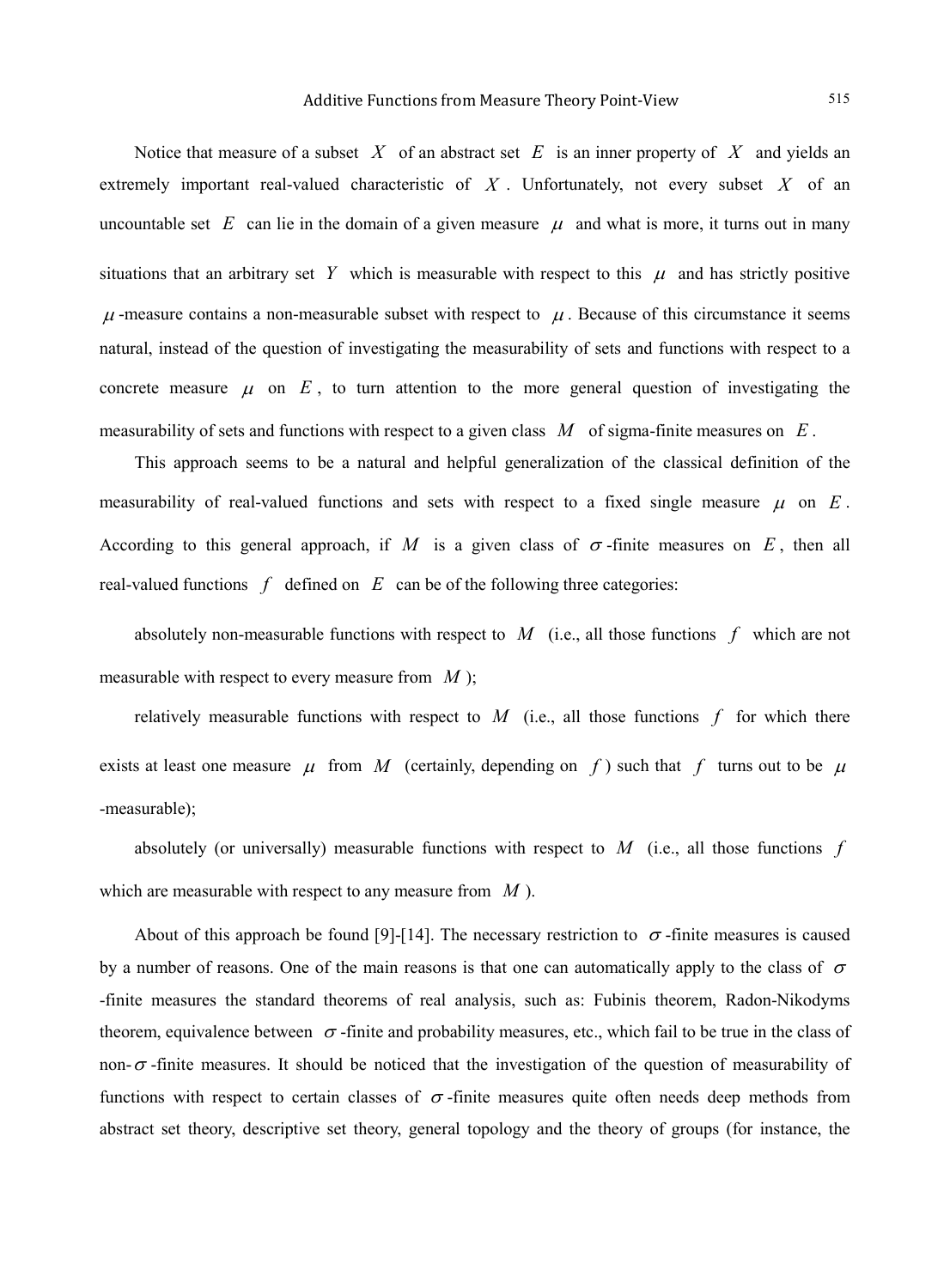Notice that measure of a subset $X$ of an abstract set $E$ is an inner property of $X$ and yields an extremely important real-valued characteristic of $X$. Unfortunately, not every subset $X$ of an uncountable set $E$ can lie in the domain of a given measure $\mu$ and what is more, it turns out in many situations that an arbitrary set $Y$ which is measurable with respect to this $\mu$ and has strictly positive $\mu$-measure contains a non-measurable subset with respect to $\mu$. Because of this circumstance it seems natural, instead of the question of investigating the measurability of sets and functions with respect to a concrete measure $\mu$ on $E$, to turn attention to the more general question of investigating the measurability of sets and functions with respect to a given class $M$ of sigma-finite measures on $E$.

This approach seems to be a natural and helpful generalization of the classical definition of the measurability of real-valued functions and sets with respect to a fixed single measure $\mu$ on $E$. According to this general approach, if $M$ is a given class of $\sigma$-finite measures on $E$, then all real-valued functions $f$ defined on $E$ can be of the following three categories:

absolutely non-measurable functions with respect to $M$ (i.e., all those functions $f$ which are not measurable with respect to every measure from $M$);

relatively measurable functions with respect to $M$ (i.e., all those functions $f$ for which there exists at least one measure $\mu$ from $M$ (certainly, depending on $f$) such that $f$ turns out to be $\mu$-measurable);

absolutely (or universally) measurable functions with respect to $M$ (i.e., all those functions $f$ which are measurable with respect to any measure from $M$).

About of this approach be found [9]-[14]. The necessary restriction to $\sigma$-finite measures is caused by a number of reasons. One of the main reasons is that one can automatically apply to the class of $\sigma$-finite measures the standard theorems of real analysis, such as: Fubinis theorem, Radon-Nikodyms theorem, equivalence between $\sigma$-finite and probability measures, etc., which fail to be true in the class of non-$\sigma$-finite measures. It should be noticed that the investigation of the question of measurability of functions with respect to certain classes of $\sigma$-finite measures quite often needs deep methods from abstract set theory, descriptive set theory, general topology and the theory of groups (for instance, the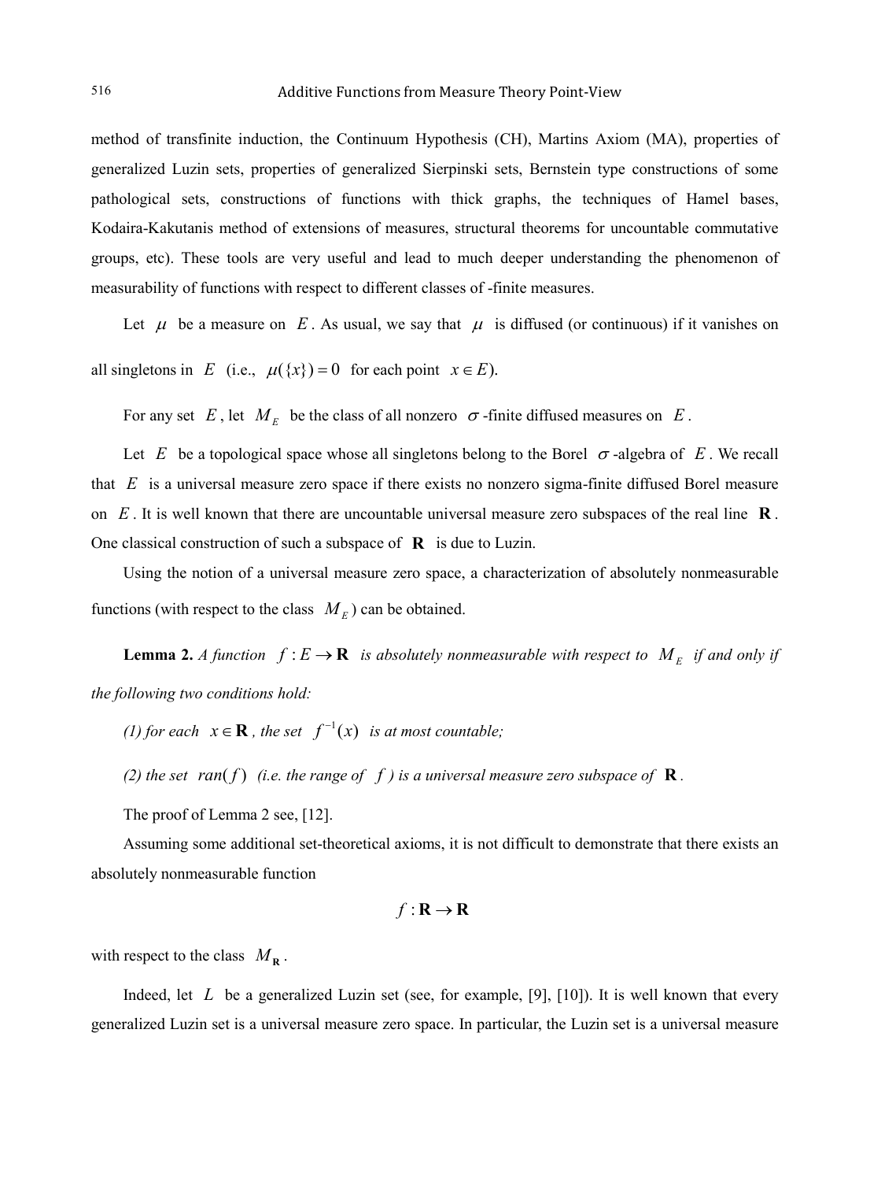method of transfinite induction, the Continuum Hypothesis (CH), Martins Axiom (MA), properties of generalized Luzin sets, properties of generalized Sierpinski sets, Bernstein type constructions of some pathological sets, constructions of functions with thick graphs, the techniques of Hamel bases, Kodaira-Kakutanis method of extensions of measures, structural theorems for uncountable commutative groups, etc). These tools are very useful and lead to much deeper understanding the phenomenon of measurability of functions with respect to different classes of -finite measures.

Let $\mu$ be a measure on $E$. As usual, we say that $\mu$ is diffused (or continuous) if it vanishes on all singletons in $E$ (i.e., $\mu(\{x\}) = 0$ for each point $x \in E$).

For any set $E$, let $M_E$ be the class of all nonzero $\sigma$-finite diffused measures on $E$.

Let $E$ be a topological space whose all singletons belong to the Borel $\sigma$-algebra of $E$. We recall that $E$ is a universal measure zero space if there exists no nonzero sigma-finite diffused Borel measure on $E$. It is well known that there are uncountable universal measure zero subspaces of the real line $\mathbf{R}$. One classical construction of such a subspace of $\mathbf{R}$ is due to Luzin.

Using the notion of a universal measure zero space, a characterization of absolutely nonmeasurable functions (with respect to the class $M_E$) can be obtained.

**Lemma 2.** *A function $f : E \to \mathbf{R}$ is absolutely nonmeasurable with respect to $M_E$ if and only if the following two conditions hold:*

*(1) for each $x \in \mathbf{R}$, the set $f^{-1}(x)$ is at most countable;*

*(2) the set $ran(f)$ (i.e. the range of $f$) is a universal measure zero subspace of $\mathbf{R}$.*

The proof of Lemma 2 see, [12].

Assuming some additional set-theoretical axioms, it is not difficult to demonstrate that there exists an absolutely nonmeasurable function

$$f : \mathbf{R} \to \mathbf{R}$$

with respect to the class $M_{\mathbf{R}}$.

Indeed, let $L$ be a generalized Luzin set (see, for example, [9], [10]). It is well known that every generalized Luzin set is a universal measure zero space. In particular, the Luzin set is a universal measure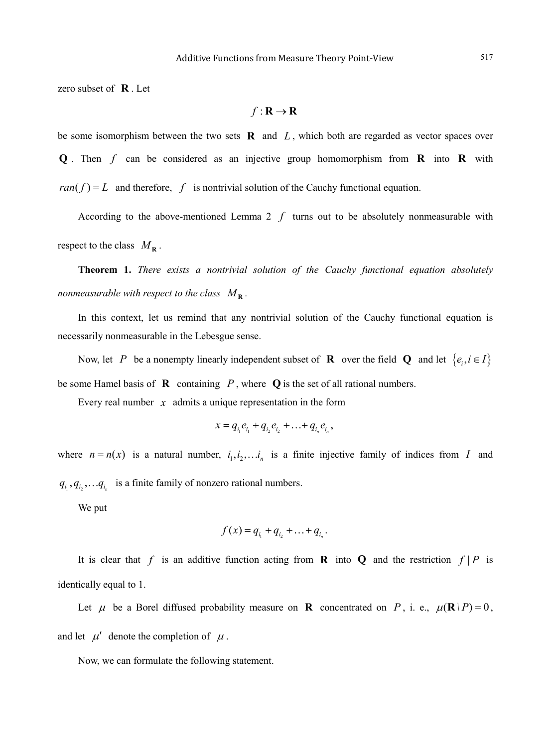zero subset of $\mathbf{R}$. Let

$$f : \mathbf{R} \to \mathbf{R}$$

be some isomorphism between the two sets $\mathbf{R}$ and $L$, which both are regarded as vector spaces over $\mathbf{Q}$. Then $f$ can be considered as an injective group homomorphism from $\mathbf{R}$ into $\mathbf{R}$ with $ran(f) = L$ and therefore, $f$ is nontrivial solution of the Cauchy functional equation.

According to the above-mentioned Lemma 2 $f$ turns out to be absolutely nonmeasurable with respect to the class $M_{\mathbf{R}}$.

**Theorem 1.** *There exists a nontrivial solution of the Cauchy functional equation absolutely nonmeasurable with respect to the class* $M_{\mathbf{R}}$.

In this context, let us remind that any nontrivial solution of the Cauchy functional equation is necessarily nonmeasurable in the Lebesgue sense.

Now, let $P$ be a nonempty linearly independent subset of $\mathbf{R}$ over the field $\mathbf{Q}$ and let $\{e_i, i \in I\}$ be some Hamel basis of $\mathbf{R}$ containing $P$, where $\mathbf{Q}$ is the set of all rational numbers.

Every real number $x$ admits a unique representation in the form

$$x = q_{i_1} e_{i_1} + q_{i_2} e_{i_2} + \ldots + q_{i_n} e_{i_n},$$

where $n = n(x)$ is a natural number, $i_1, i_2, \ldots i_n$ is a finite injective family of indices from $I$ and $q_{i_1}, q_{i_2}, \ldots q_{i_n}$ is a finite family of nonzero rational numbers.

We put

$$f(x) = q_{i_1} + q_{i_2} + \ldots + q_{i_n}.$$

It is clear that $f$ is an additive function acting from $\mathbf{R}$ into $\mathbf{Q}$ and the restriction $f \mid P$ is identically equal to 1.

Let $\mu$ be a Borel diffused probability measure on $\mathbf{R}$ concentrated on $P$, i. e., $\mu(\mathbf{R} \setminus P) = 0$, and let $\mu'$ denote the completion of $\mu$.

Now, we can formulate the following statement.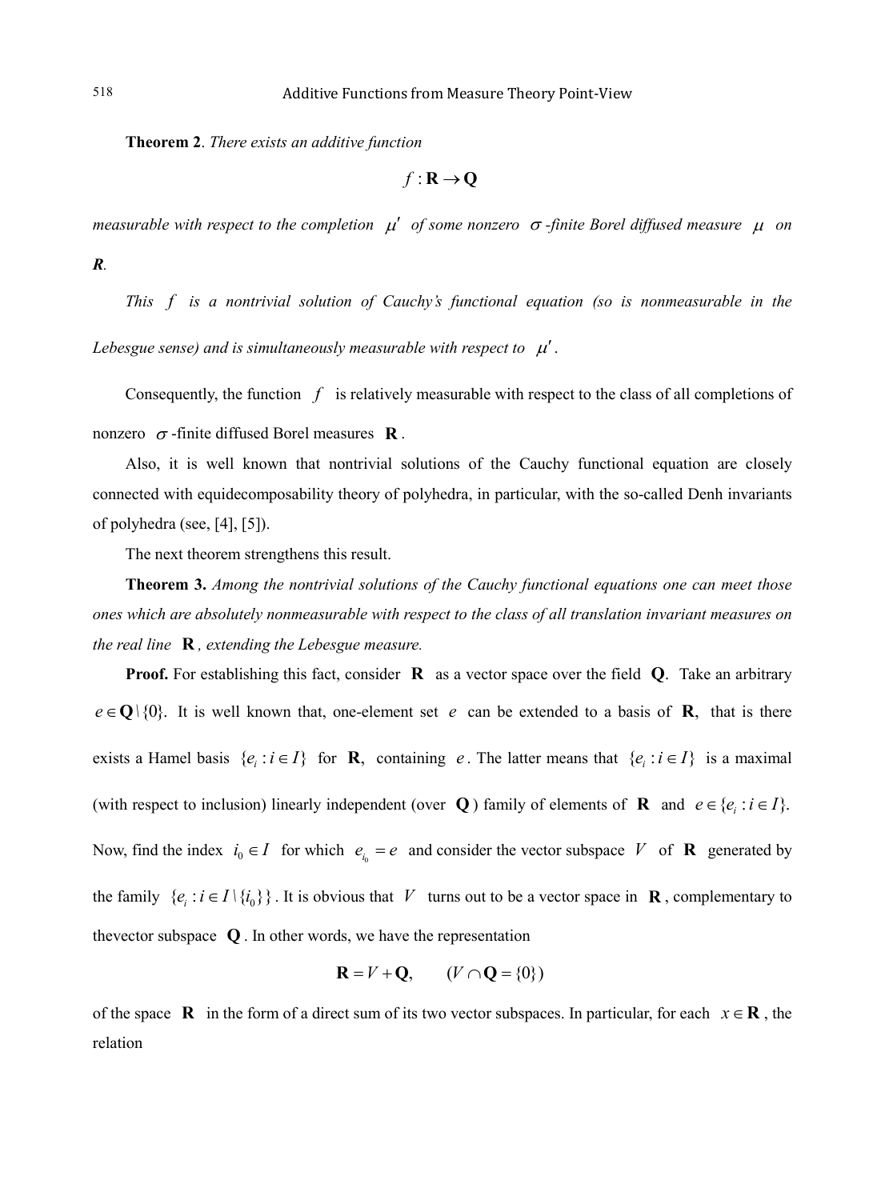**Theorem 2**. *There exists an additive function*

$$f : \mathbf{R} \to \mathbf{Q}$$

*measurable with respect to the completion $\mu'$ of some nonzero $\sigma$-finite Borel diffused measure $\mu$ on* ***R****.*

*This $f$ is a nontrivial solution of Cauchy's functional equation (so is nonmeasurable in the Lebesgue sense) and is simultaneously measurable with respect to $\mu'$.*

Consequently, the function $f$ is relatively measurable with respect to the class of all completions of nonzero $\sigma$-finite diffused Borel measures $\mathbf{R}$.

Also, it is well known that nontrivial solutions of the Cauchy functional equation are closely connected with equidecomposability theory of polyhedra, in particular, with the so-called Denh invariants of polyhedra (see, [4], [5]).

The next theorem strengthens this result.

**Theorem 3.** *Among the nontrivial solutions of the Cauchy functional equations one can meet those ones which are absolutely nonmeasurable with respect to the class of all translation invariant measures on the real line $\mathbf{R}$, extending the Lebesgue measure.*

**Proof.** For establishing this fact, consider $\mathbf{R}$ as a vector space over the field $\mathbf{Q}$. Take an arbitrary $e \in \mathbf{Q} \setminus \{0\}$. It is well known that, one-element set $e$ can be extended to a basis of $\mathbf{R}$, that is there exists a Hamel basis $\{e_i : i \in I\}$ for $\mathbf{R}$, containing $e$. The latter means that $\{e_i : i \in I\}$ is a maximal (with respect to inclusion) linearly independent (over $\mathbf{Q}$) family of elements of $\mathbf{R}$ and $e \in \{e_i : i \in I\}$. Now, find the index $i_0 \in I$ for which $e_{i_0} = e$ and consider the vector subspace $V$ of $\mathbf{R}$ generated by the family $\{e_i : i \in I \setminus \{i_0\}\}$. It is obvious that $V$ turns out to be a vector space in $\mathbf{R}$, complementary to thevector subspace $\mathbf{Q}$. In other words, we have the representation

$$\mathbf{R} = V + \mathbf{Q}, \qquad (V \cap \mathbf{Q} = \{0\})$$

of the space $\mathbf{R}$ in the form of a direct sum of its two vector subspaces. In particular, for each $x \in \mathbf{R}$, the relation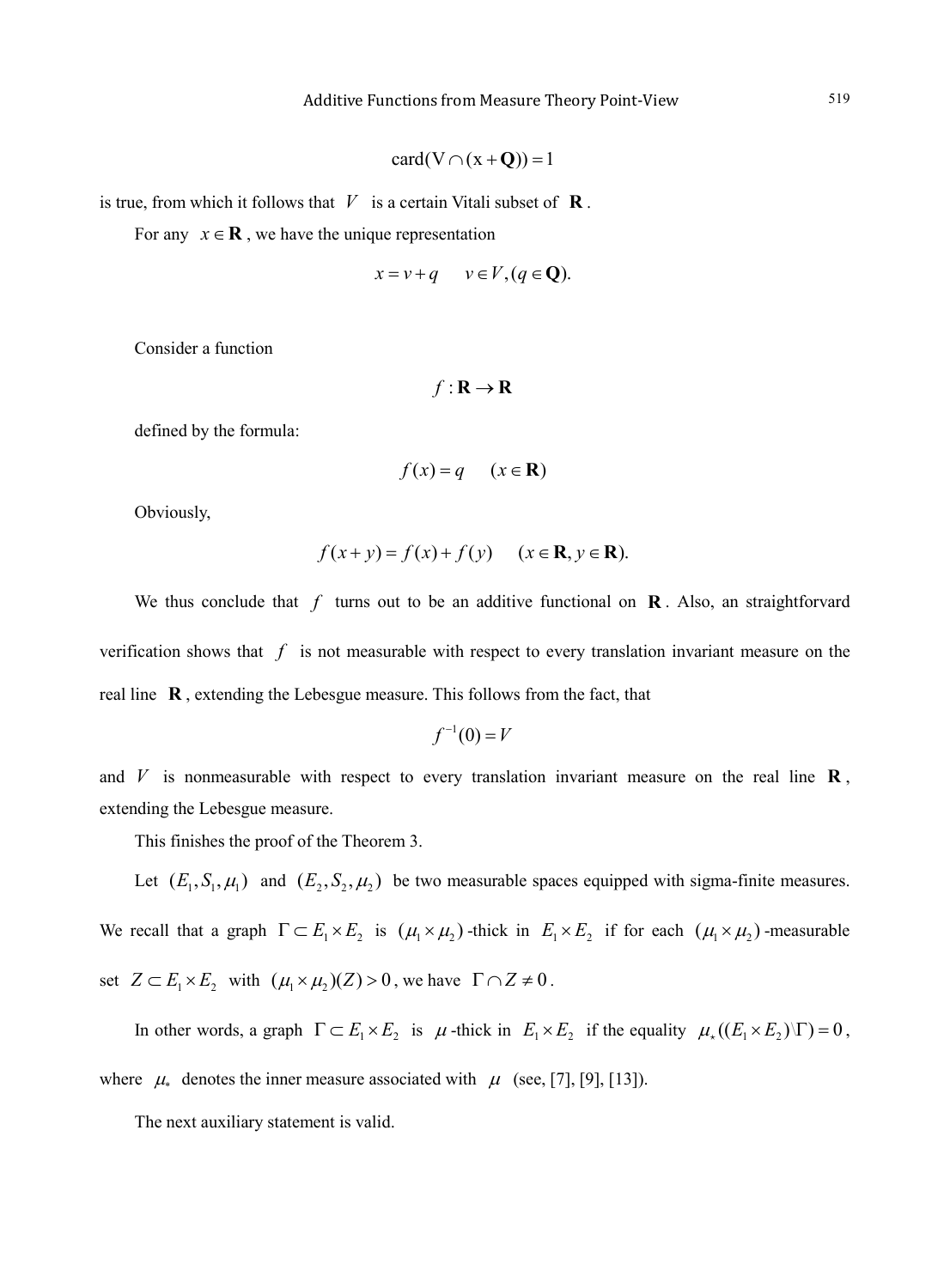$$\text{card}(V \cap (x + \mathbf{Q})) = 1$$

is true, from which it follows that $V$ is a certain Vitali subset of $\mathbf{R}$.

For any $x \in \mathbf{R}$, we have the unique representation

$$x = v + q \quad v \in V, (q \in \mathbf{Q}).$$

Consider a function

$$f : \mathbf{R} \to \mathbf{R}$$

defined by the formula:

$$f(x) = q \quad (x \in \mathbf{R})$$

Obviously,

$$f(x + y) = f(x) + f(y) \quad (x \in \mathbf{R}, y \in \mathbf{R}).$$

We thus conclude that $f$ turns out to be an additive functional on $\mathbf{R}$. Also, an straightforvard verification shows that $f$ is not measurable with respect to every translation invariant measure on the real line $\mathbf{R}$, extending the Lebesgue measure. This follows from the fact, that

$$f^{-1}(0) = V$$

and $V$ is nonmeasurable with respect to every translation invariant measure on the real line $\mathbf{R}$, extending the Lebesgue measure.

This finishes the proof of the Theorem 3.

Let $(E_1, S_1, \mu_1)$ and $(E_2, S_2, \mu_2)$ be two measurable spaces equipped with sigma-finite measures. We recall that a graph $\Gamma \subset E_1 \times E_2$ is $(\mu_1 \times \mu_2)$-thick in $E_1 \times E_2$ if for each $(\mu_1 \times \mu_2)$-measurable set $Z \subset E_1 \times E_2$ with $(\mu_1 \times \mu_2)(Z) > 0$, we have $\Gamma \cap Z \neq 0$.

In other words, a graph $\Gamma \subset E_1 \times E_2$ is $\mu$-thick in $E_1 \times E_2$ if the equality $\mu_*((E_1 \times E_2) \backslash \Gamma) = 0$, where $\mu_*$ denotes the inner measure associated with $\mu$ (see, [7], [9], [13]).

The next auxiliary statement is valid.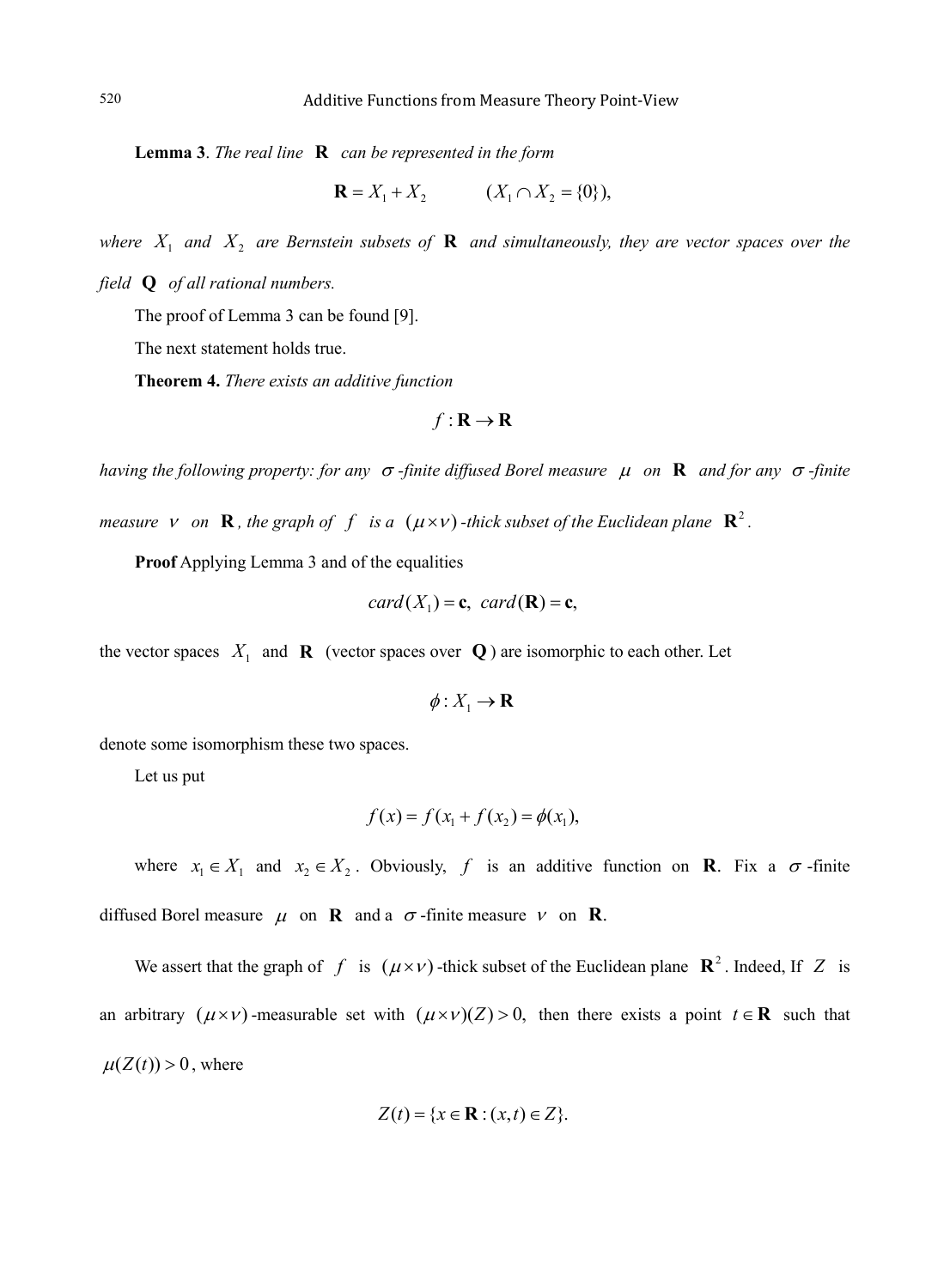**Lemma 3**. *The real line* $\mathbf{R}$ *can be represented in the form*

$$\mathbf{R} = X_1 + X_2 \qquad (X_1 \cap X_2 = \{0\}),$$

*where* $X_1$ *and* $X_2$ *are Bernstein subsets of* $\mathbf{R}$ *and simultaneously, they are vector spaces over the field* $\mathbf{Q}$ *of all rational numbers.*

The proof of Lemma 3 can be found [9].

The next statement holds true.

**Theorem 4.** *There exists an additive function*

$$f : \mathbf{R} \to \mathbf{R}$$

*having the following property: for any* $\sigma$*-finite diffused Borel measure* $\mu$ *on* $\mathbf{R}$ *and for any* $\sigma$*-finite measure* $\nu$ *on* $\mathbf{R}$*, the graph of* $f$ *is a* $(\mu \times \nu)$*-thick subset of the Euclidean plane* $\mathbf{R}^2$.

**Proof** Applying Lemma 3 and of the equalities

$$card(X_1) = \mathbf{c}, \; card(\mathbf{R}) = \mathbf{c},$$

the vector spaces $X_1$ and $\mathbf{R}$ (vector spaces over $\mathbf{Q}$) are isomorphic to each other. Let

$$\phi : X_1 \to \mathbf{R}$$

denote some isomorphism these two spaces.

Let us put

$$f(x) = f(x_1 + f(x_2) = \phi(x_1),$$

where $x_1 \in X_1$ and $x_2 \in X_2$. Obviously, $f$ is an additive function on $\mathbf{R}$. Fix a $\sigma$-finite diffused Borel measure $\mu$ on $\mathbf{R}$ and a $\sigma$-finite measure $\nu$ on $\mathbf{R}$.

We assert that the graph of $f$ is $(\mu \times \nu)$-thick subset of the Euclidean plane $\mathbf{R}^2$. Indeed, If $Z$ is an arbitrary $(\mu \times \nu)$-measurable set with $(\mu \times \nu)(Z) > 0,$ then there exists a point $t \in \mathbf{R}$ such that $\mu(Z(t)) > 0$, where

$$Z(t) = \{x \in \mathbf{R} : (x, t) \in Z\}.$$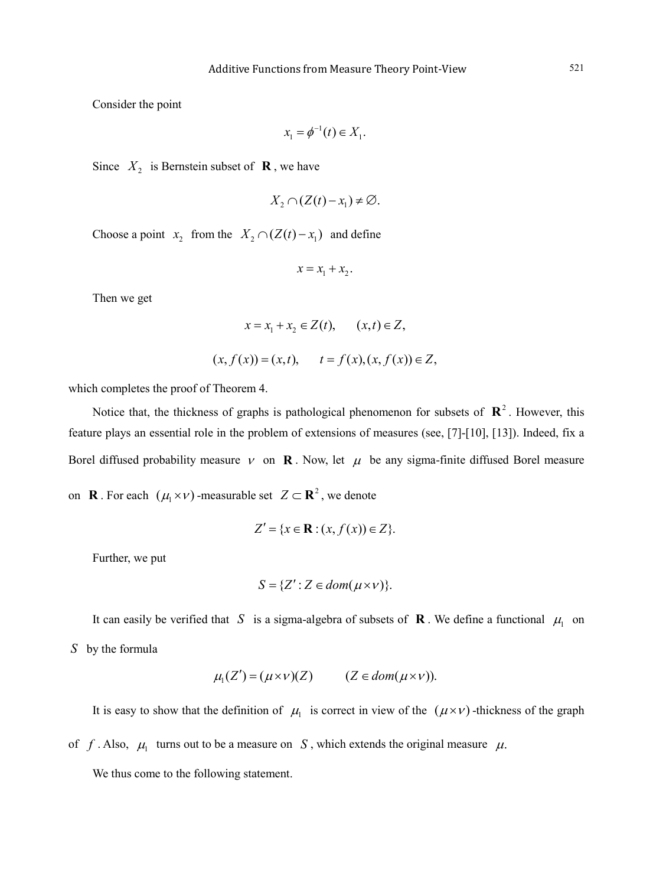Consider the point

$$x_1 = \phi^{-1}(t) \in X_1.$$

Since $X_2$ is Bernstein subset of $\mathbf{R}$, we have

$$X_2 \cap (Z(t) - x_1) \neq \varnothing.$$

Choose a point $x_2$ from the $X_2 \cap (Z(t) - x_1)$ and define

$$x = x_1 + x_2.$$

Then we get

$$x = x_1 + x_2 \in Z(t), \qquad (x,t) \in Z,$$

$$(x, f(x)) = (x,t), \qquad t = f(x), (x, f(x)) \in Z,$$

which completes the proof of Theorem 4.

Notice that, the thickness of graphs is pathological phenomenon for subsets of $\mathbf{R}^2$. However, this feature plays an essential role in the problem of extensions of measures (see, [7]-[10], [13]). Indeed, fix a Borel diffused probability measure $\nu$ on $\mathbf{R}$. Now, let $\mu$ be any sigma-finite diffused Borel measure on $\mathbf{R}$. For each $(\mu_1 \times \nu)$-measurable set $Z \subset \mathbf{R}^2$, we denote

$$Z' = \{x \in \mathbf{R} : (x, f(x)) \in Z\}.$$

Further, we put

$$S = \{Z' : Z \in dom(\mu \times \nu)\}.$$

It can easily be verified that $S$ is a sigma-algebra of subsets of $\mathbf{R}$. We define a functional $\mu_1$ on $S$ by the formula

$$\mu_1(Z') = (\mu \times \nu)(Z) \qquad (Z \in dom(\mu \times \nu)).$$

It is easy to show that the definition of $\mu_1$ is correct in view of the $(\mu \times \nu)$-thickness of the graph of $f$. Also, $\mu_1$ turns out to be a measure on $S$, which extends the original measure $\mu$.

We thus come to the following statement.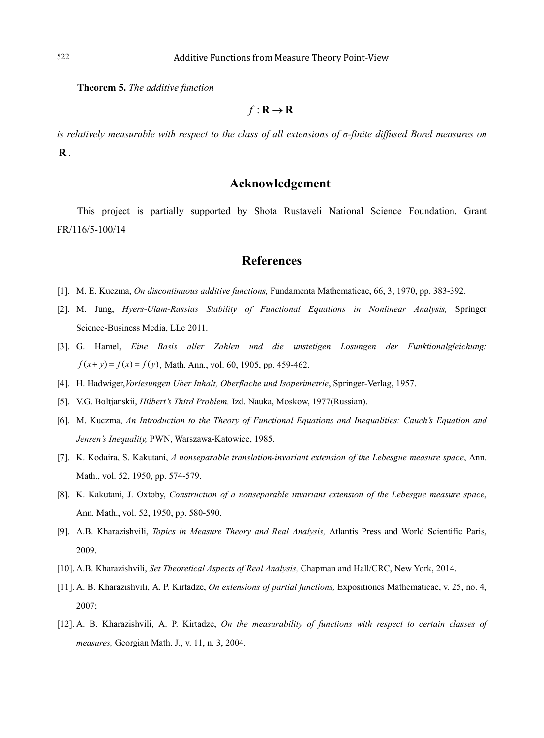**Theorem 5.** *The additive function*

$$f : \mathbf{R} \to \mathbf{R}$$

*is relatively measurable with respect to the class of all extensions of σ-finite diffused Borel measures on* $\mathbf{R}$.

## Acknowledgement

This project is partially supported by Shota Rustaveli National Science Foundation. Grant FR/116/5-100/14

## References

[1]. M. E. Kuczma, *On discontinuous additive functions,* Fundamenta Mathematicae, 66, 3, 1970, pp. 383-392.

[2]. M. Jung, *Hyers-Ulam-Rassias Stability of Functional Equations in Nonlinear Analysis,* Springer Science-Business Media, LLc 2011.

[3]. G. Hamel, *Eine Basis aller Zahlen und die unstetigen Losungen der Funktionalgleichung:* $f(x+y) = f(x) = f(y)$, Math. Ann., vol. 60, 1905, pp. 459-462.

[4]. H. Hadwiger,*Vorlesungen Uber Inhalt, Oberflache und Isoperimetrie*, Springer-Verlag, 1957.

[5]. V.G. Boltjanskii, *Hilbert's Third Problem,* Izd. Nauka, Moskow, 1977(Russian).

[6]. M. Kuczma, *An Introduction to the Theory of Functional Equations and Inequalities: Cauch's Equation and Jensen's Inequality,* PWN, Warszawa-Katowice, 1985.

[7]. K. Kodaira, S. Kakutani, *A nonseparable translation-invariant extension of the Lebesgue measure space*, Ann. Math., vol. 52, 1950, pp. 574-579.

[8]. K. Kakutani, J. Oxtoby, *Construction of a nonseparable invariant extension of the Lebesgue measure space*, Ann. Math., vol. 52, 1950, pp. 580-590.

[9]. A.B. Kharazishvili, *Topics in Measure Theory and Real Analysis,* Atlantis Press and World Scientific Paris, 2009.

[10]. A.B. Kharazishvili, *Set Theoretical Aspects of Real Analysis,* Chapman and Hall/CRC, New York, 2014.

[11]. A. B. Kharazishvili, A. P. Kirtadze, *On extensions of partial functions,* Expositiones Mathematicae, v. 25, no. 4, 2007;

[12]. A. B. Kharazishvili, A. P. Kirtadze, *On the measurability of functions with respect to certain classes of measures,* Georgian Math. J., v. 11, n. 3, 2004.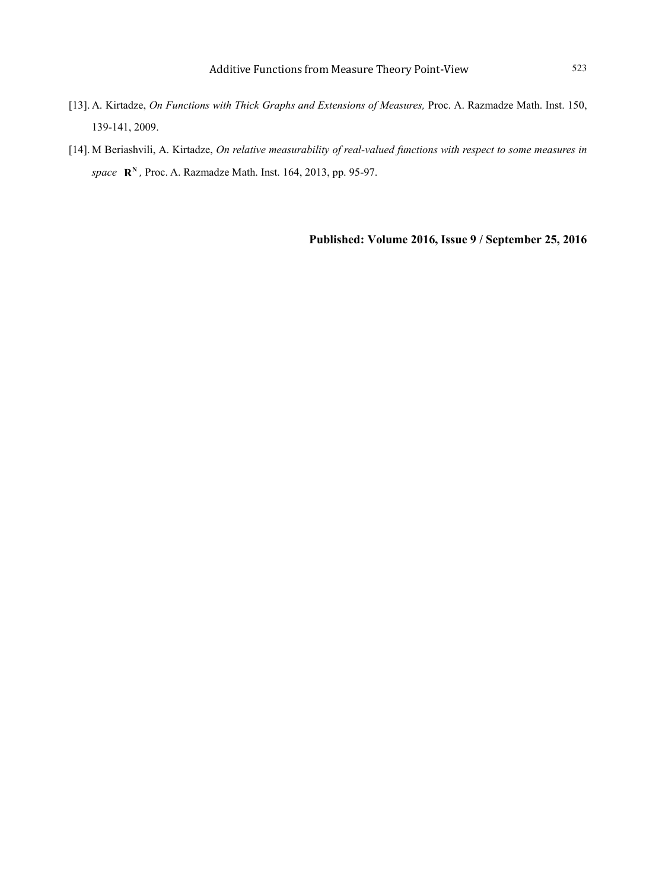[13]. A. Kirtadze, *On Functions with Thick Graphs and Extensions of Measures,* Proc. A. Razmadze Math. Inst. 150, 139-141, 2009.

[14]. M Beriashvili, A. Kirtadze, *On relative measurability of real-valued functions with respect to some measures in space* $\mathbf{R}^{\mathbf{N}}$, Proc. A. Razmadze Math. Inst. 164, 2013, pp. 95-97.

**Published: Volume 2016, Issue 9 / September 25, 2016**